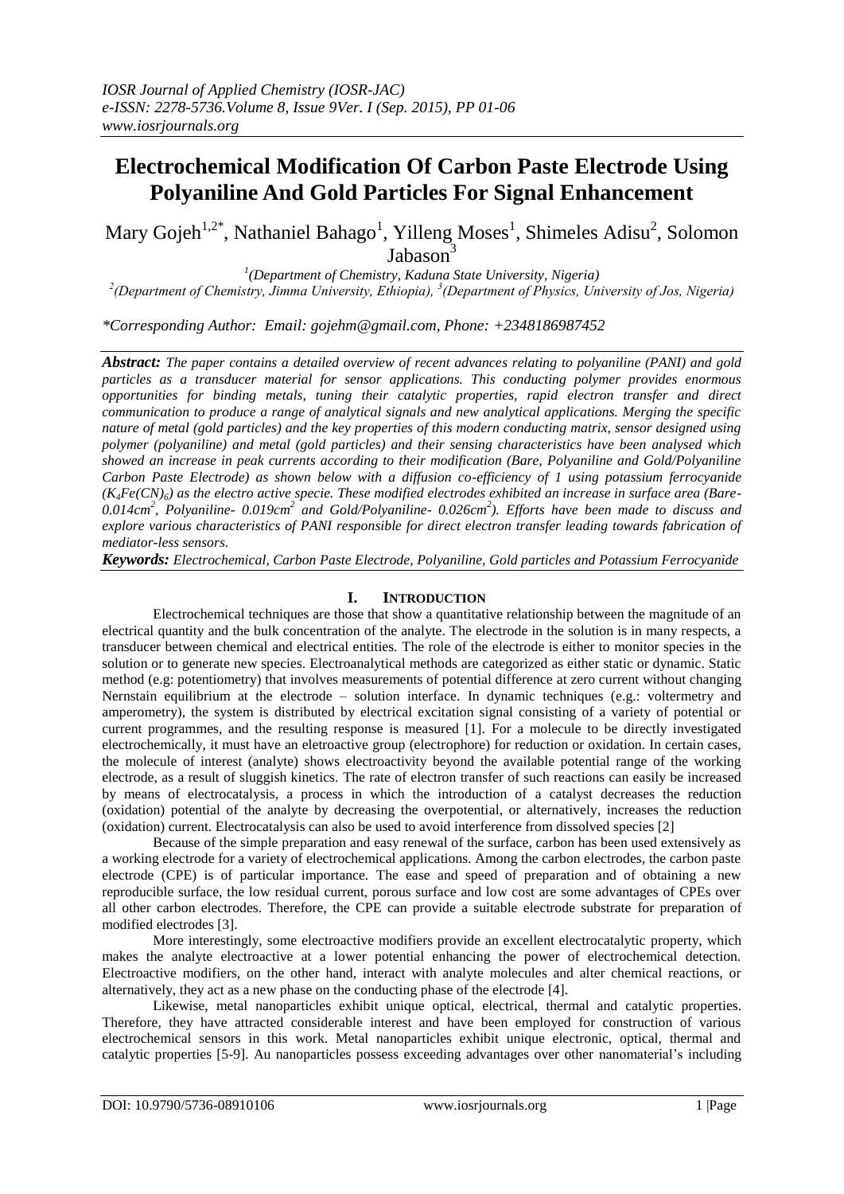# Electrochemical Modification Of Carbon Paste Electrode Using Polyaniline And Gold Particles For Signal Enhancement

Mary Gojeh[1,2*], Nathaniel Bahago[1], Yilleng Moses[1], Shimeles Adisu[2], Solomon Jabason[3]

[1](Department of Chemistry, Kaduna State University, Nigeria)
[2](Department of Chemistry, Jimma University, Ethiopia), [3](Department of Physics, University of Jos, Nigeria)

*Corresponding Author: Email: gojehm@gmail.com, Phone: +2348186987452

***Abstract:*** *The paper contains a detailed overview of recent advances relating to polyaniline (PANI) and gold particles as a transducer material for sensor applications. This conducting polymer provides enormous opportunities for binding metals, tuning their catalytic properties, rapid electron transfer and direct communication to produce a range of analytical signals and new analytical applications. Merging the specific nature of metal (gold particles) and the key properties of this modern conducting matrix, sensor designed using polymer (polyaniline) and metal (gold particles) and their sensing characteristics have been analysed which showed an increase in peak currents according to their modification (Bare, Polyaniline and Gold/Polyaniline Carbon Paste Electrode) as shown below with a diffusion co-efficiency of 1 using potassium ferrocyanide ($K_4Fe(CN)_6$) as the electro active specie. These modified electrodes exhibited an increase in surface area (Bare- 0.014cm$^2$, Polyaniline- 0.019cm$^2$ and Gold/Polyaniline- 0.026cm$^2$). Efforts have been made to discuss and explore various characteristics of PANI responsible for direct electron transfer leading towards fabrication of mediator-less sensors.*

***Keywords:*** *Electrochemical, Carbon Paste Electrode, Polyaniline, Gold particles and Potassium Ferrocyanide*

## I. Introduction

Electrochemical techniques are those that show a quantitative relationship between the magnitude of an electrical quantity and the bulk concentration of the analyte. The electrode in the solution is in many respects, a transducer between chemical and electrical entities. The role of the electrode is either to monitor species in the solution or to generate new species. Electroanalytical methods are categorized as either static or dynamic. Static method (e.g: potentiometry) that involves measurements of potential difference at zero current without changing Nernstain equilibrium at the electrode – solution interface. In dynamic techniques (e.g.: voltermetry and amperometry), the system is distributed by electrical excitation signal consisting of a variety of potential or current programmes, and the resulting response is measured [1]. For a molecule to be directly investigated electrochemically, it must have an eletroactive group (electrophore) for reduction or oxidation. In certain cases, the molecule of interest (analyte) shows electroactivity beyond the available potential range of the working electrode, as a result of sluggish kinetics. The rate of electron transfer of such reactions can easily be increased by means of electrocatalysis, a process in which the introduction of a catalyst decreases the reduction (oxidation) potential of the analyte by decreasing the overpotential, or alternatively, increases the reduction (oxidation) current. Electrocatalysis can also be used to avoid interference from dissolved species [2]

Because of the simple preparation and easy renewal of the surface, carbon has been used extensively as a working electrode for a variety of electrochemical applications. Among the carbon electrodes, the carbon paste electrode (CPE) is of particular importance. The ease and speed of preparation and of obtaining a new reproducible surface, the low residual current, porous surface and low cost are some advantages of CPEs over all other carbon electrodes. Therefore, the CPE can provide a suitable electrode substrate for preparation of modified electrodes [3].

More interestingly, some electroactive modifiers provide an excellent electrocatalytic property, which makes the analyte electroactive at a lower potential enhancing the power of electrochemical detection. Electroactive modifiers, on the other hand, interact with analyte molecules and alter chemical reactions, or alternatively, they act as a new phase on the conducting phase of the electrode [4].

Likewise, metal nanoparticles exhibit unique optical, electrical, thermal and catalytic properties. Therefore, they have attracted considerable interest and have been employed for construction of various electrochemical sensors in this work. Metal nanoparticles exhibit unique electronic, optical, thermal and catalytic properties [5-9]. Au nanoparticles possess exceeding advantages over other nanomaterial's including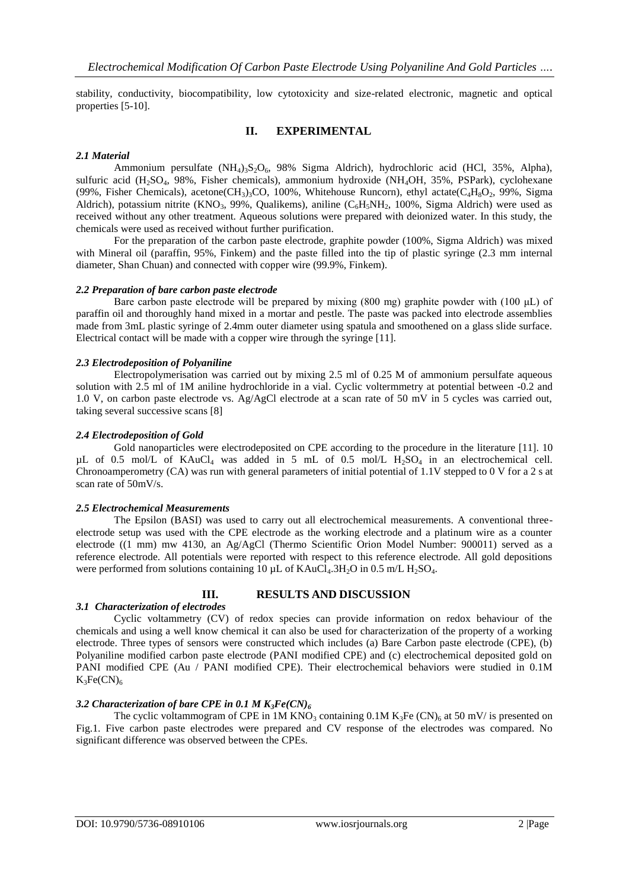stability, conductivity, biocompatibility, low cytotoxicity and size-related electronic, magnetic and optical properties [5-10].

## II. EXPERIMENTAL

### *2.1 Material*

Ammonium persulfate ($(NH_4)_3S_2O_6$, 98% Sigma Aldrich), hydrochloric acid (HCl, 35%, Alpha), sulfuric acid ($H_2SO_4$, 98%, Fisher chemicals), ammonium hydroxide ($NH_4OH$, 35%, PSPark), cyclohexane (99%, Fisher Chemicals), acetone($(CH_3)_3CO$, 100%, Whitehouse Runcorn), ethyl actate($C_4H_8O_2$, 99%, Sigma Aldrich), potassium nitrite ($KNO_3$, 99%, Qualikems), aniline ($C_6H_5NH_2$, 100%, Sigma Aldrich) were used as received without any other treatment. Aqueous solutions were prepared with deionized water. In this study, the chemicals were used as received without further purification.

For the preparation of the carbon paste electrode, graphite powder (100%, Sigma Aldrich) was mixed with Mineral oil (paraffin, 95%, Finkem) and the paste filled into the tip of plastic syringe (2.3 mm internal diameter, Shan Chuan) and connected with copper wire (99.9%, Finkem).

### *2.2 Preparation of bare carbon paste electrode*

Bare carbon paste electrode will be prepared by mixing (800 mg) graphite powder with (100 µL) of paraffin oil and thoroughly hand mixed in a mortar and pestle. The paste was packed into electrode assemblies made from 3mL plastic syringe of 2.4mm outer diameter using spatula and smoothened on a glass slide surface. Electrical contact will be made with a copper wire through the syringe [11].

### *2.3 Electrodeposition of Polyaniline*

Electropolymerisation was carried out by mixing 2.5 ml of 0.25 M of ammonium persulfate aqueous solution with 2.5 ml of 1M aniline hydrochloride in a vial. Cyclic voltermmetry at potential between -0.2 and 1.0 V, on carbon paste electrode vs. Ag/AgCl electrode at a scan rate of 50 mV in 5 cycles was carried out, taking several successive scans [8]

### *2.4 Electrodeposition of Gold*

Gold nanoparticles were electrodeposited on CPE according to the procedure in the literature [11]. 10 µL of 0.5 mol/L of $KAuCl_4$ was added in 5 mL of 0.5 mol/L $H_2SO_4$ in an electrochemical cell. Chronoamperometry (CA) was run with general parameters of initial potential of 1.1V stepped to 0 V for a 2 s at scan rate of 50mV/s.

### *2.5 Electrochemical Measurements*

The Epsilon (BASI) was used to carry out all electrochemical measurements. A conventional three-electrode setup was used with the CPE electrode as the working electrode and a platinum wire as a counter electrode ((1 mm) mw 4130, an Ag/AgCl (Thermo Scientific Orion Model Number: 900011) served as a reference electrode. All potentials were reported with respect to this reference electrode. All gold depositions were performed from solutions containing 10 µL of $KAuCl_4.3H_2O$ in 0.5 m/L $H_2SO_4$.

## III. RESULTS AND DISCUSSION

### *3.1 Characterization of electrodes*

Cyclic voltammetry (CV) of redox species can provide information on redox behaviour of the chemicals and using a well know chemical it can also be used for characterization of the property of a working electrode. Three types of sensors were constructed which includes (a) Bare Carbon paste electrode (CPE), (b) Polyaniline modified carbon paste electrode (PANI modified CPE) and (c) electrochemical deposited gold on PANI modified CPE (Au / PANI modified CPE). Their electrochemical behaviors were studied in 0.1M $K_3Fe(CN)_6$

### *3.2 Characterization of bare CPE in 0.1 M $K_3Fe(CN)_6$*

The cyclic voltammogram of CPE in 1M $KNO_3$ containing 0.1M $K_3Fe\ (CN)_6$ at 50 mV/ is presented on Fig.1. Five carbon paste electrodes were prepared and CV response of the electrodes was compared. No significant difference was observed between the CPEs.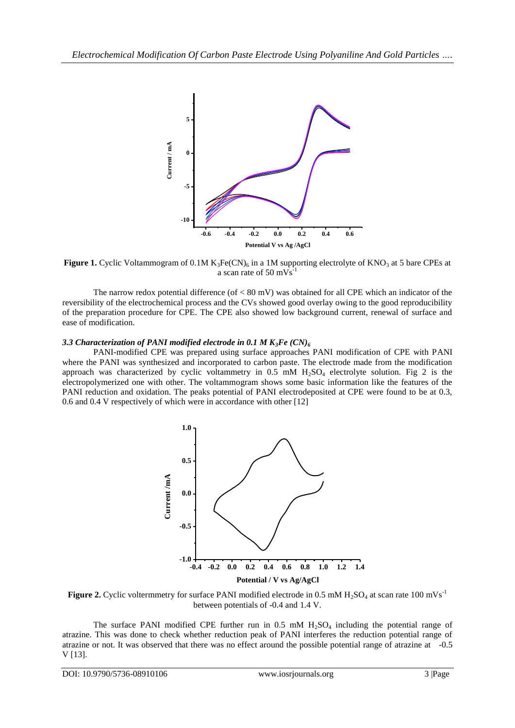**Figure 1.** Cyclic Voltammogram of 0.1M $K_3Fe(CN)_6$ in a 1M supporting electrolyte of $KNO_3$ at 5 bare CPEs at a scan rate of 50 $mVs^{-1}$

The narrow redox potential difference (of < 80 mV) was obtained for all CPE which an indicator of the reversibility of the electrochemical process and the CVs showed good overlay owing to the good reproducibility of the preparation procedure for CPE. The CPE also showed low background current, renewal of surface and ease of modification.

### *3.3 Characterization of PANI modified electrode in 0.1 M $K_3Fe\ (CN)_6$*

PANI-modified CPE was prepared using surface approaches PANI modification of CPE with PANI where the PANI was synthesized and incorporated to carbon paste. The electrode made from the modification approach was characterized by cyclic voltammetry in 0.5 mM $H_2SO_4$ electrolyte solution. Fig 2 is the electropolymerized one with other. The voltammogram shows some basic information like the features of the PANI reduction and oxidation. The peaks potential of PANI electrodeposited at CPE were found to be at 0.3, 0.6 and 0.4 V respectively of which were in accordance with other [12]

**Figure 2.** Cyclic voltermmetry for surface PANI modified electrode in 0.5 mM $H_2SO_4$ at scan rate 100 $mVs^{-1}$ between potentials of -0.4 and 1.4 V.

The surface PANI modified CPE further run in 0.5 mM $H_2SO_4$ including the potential range of atrazine. This was done to check whether reduction peak of PANI interferes the reduction potential range of atrazine or not. It was observed that there was no effect around the possible potential range of atrazine at -0.5 V [13].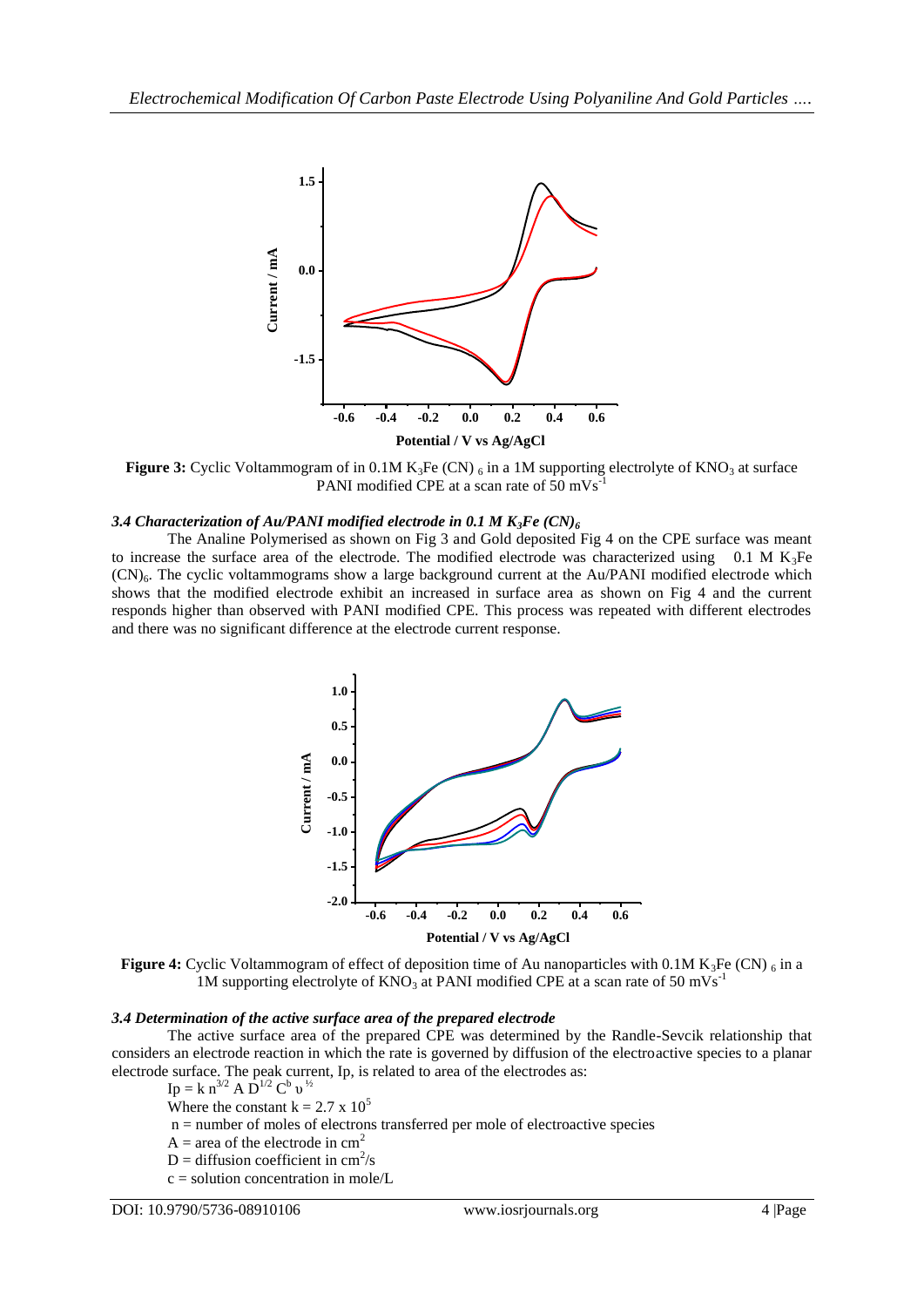**Figure 3:** Cyclic Voltammogram of in 0.1M $K_3Fe(CN)_6$ in a 1M supporting electrolyte of $KNO_3$ at surface PANI modified CPE at a scan rate of 50 $mVs^{-1}$

### *3.4 Characterization of Au/PANI modified electrode in 0.1 M $K_3Fe(CN)_6$*

The Analine Polymerised as shown on Fig 3 and Gold deposited Fig 4 on the CPE surface was meant to increase the surface area of the electrode. The modified electrode was characterized using 0.1 M $K_3Fe(CN)_6$. The cyclic voltammograms show a large background current at the Au/PANI modified electrode which shows that the modified electrode exhibit an increased in surface area as shown on Fig 4 and the current responds higher than observed with PANI modified CPE. This process was repeated with different electrodes and there was no significant difference at the electrode current response.

**Figure 4:** Cyclic Voltammogram of effect of deposition time of Au nanoparticles with 0.1M $K_3Fe(CN)_6$ in a 1M supporting electrolyte of $KNO_3$ at PANI modified CPE at a scan rate of 50 $mVs^{-1}$

### *3.4 Determination of the active surface area of the prepared electrode*

The active surface area of the prepared CPE was determined by the Randle-Sevcik relationship that considers an electrode reaction in which the rate is governed by diffusion of the electroactive species to a planar electrode surface. The peak current, Ip, is related to area of the electrodes as:

$$Ip = k\, n^{3/2}\, A\, D^{1/2}\, C^{b}\, \upsilon^{1/2}$$

Where the constant $k = 2.7 \times 10^5$

n = number of moles of electrons transferred per mole of electroactive species

A = area of the electrode in $cm^2$

D = diffusion coefficient in $cm^2/s$

c = solution concentration in mole/L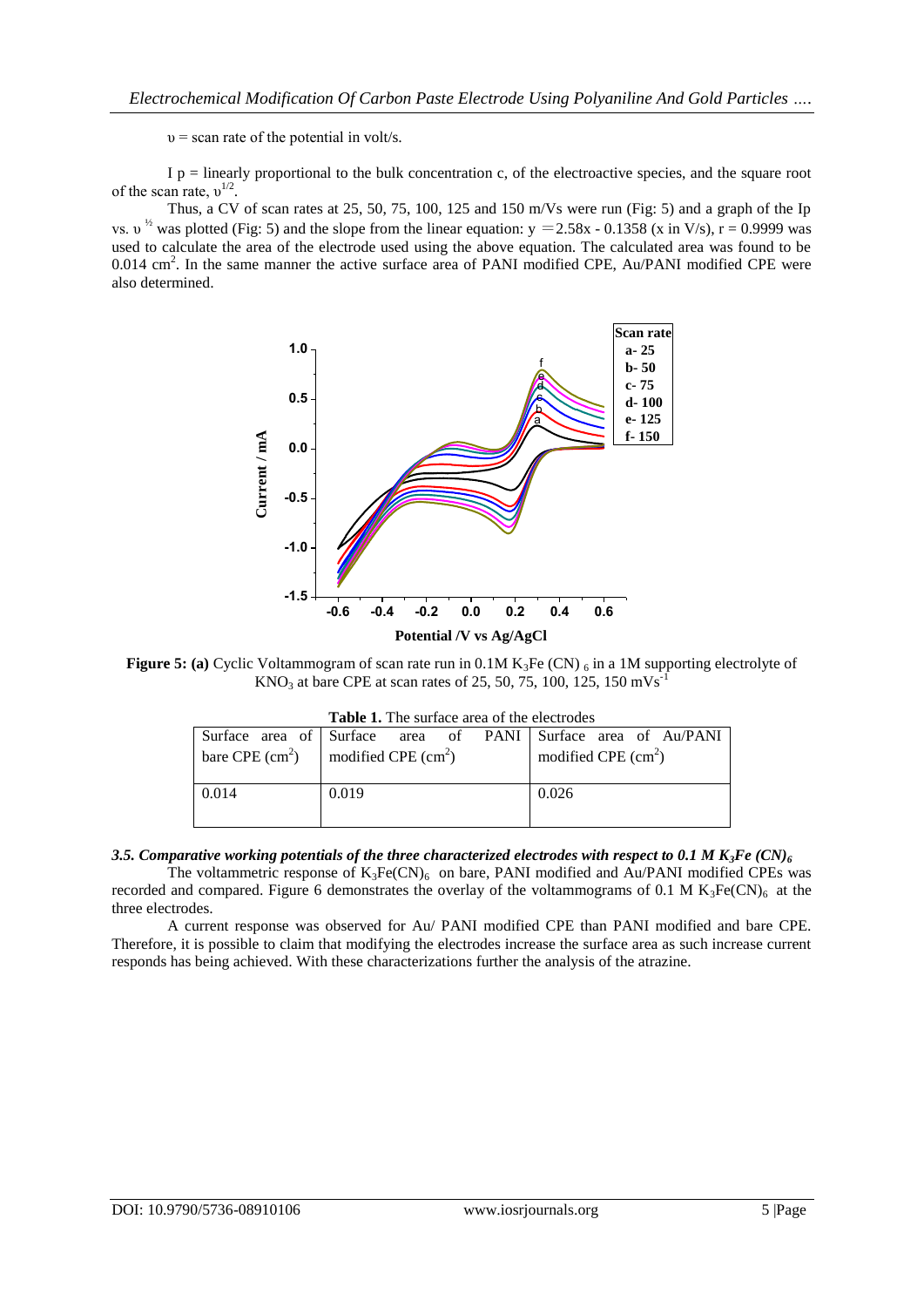$\upsilon$ = scan rate of the potential in volt/s.

I p = linearly proportional to the bulk concentration c, of the electroactive species, and the square root of the scan rate, $\upsilon^{1/2}$.

Thus, a CV of scan rates at 25, 50, 75, 100, 125 and 150 m/Vs were run (Fig: 5) and a graph of the Ip vs. $\upsilon^{½}$ was plotted (Fig: 5) and the slope from the linear equation: y =2.58x - 0.1358 (x in V/s), r = 0.9999 was used to calculate the area of the electrode used using the above equation. The calculated area was found to be 0.014 $cm^2$. In the same manner the active surface area of PANI modified CPE, Au/PANI modified CPE were also determined.

**Figure 5: (a)** Cyclic Voltammogram of scan rate run in 0.1M $K_3Fe(CN)_6$ in a 1M supporting electrolyte of $KNO_3$ at bare CPE at scan rates of 25, 50, 75, 100, 125, 150 $mVs^{-1}$

**Table 1.** The surface area of the electrodes

| Surface area of bare CPE ($cm^2$) | Surface area of PANI modified CPE ($cm^2$) | Surface area of Au/PANI modified CPE ($cm^2$) |
|---|---|---|
| 0.014 | 0.019 | 0.026 |

### *3.5. Comparative working potentials of the three characterized electrodes with respect to 0.1 M $K_3Fe(CN)_6$*

The voltammetric response of $K_3Fe(CN)_6$ on bare, PANI modified and Au/PANI modified CPEs was recorded and compared. Figure 6 demonstrates the overlay of the voltammograms of 0.1 M $K_3Fe(CN)_6$ at the three electrodes.

A current response was observed for Au/ PANI modified CPE than PANI modified and bare CPE. Therefore, it is possible to claim that modifying the electrodes increase the surface area as such increase current responds has being achieved. With these characterizations further the analysis of the atrazine.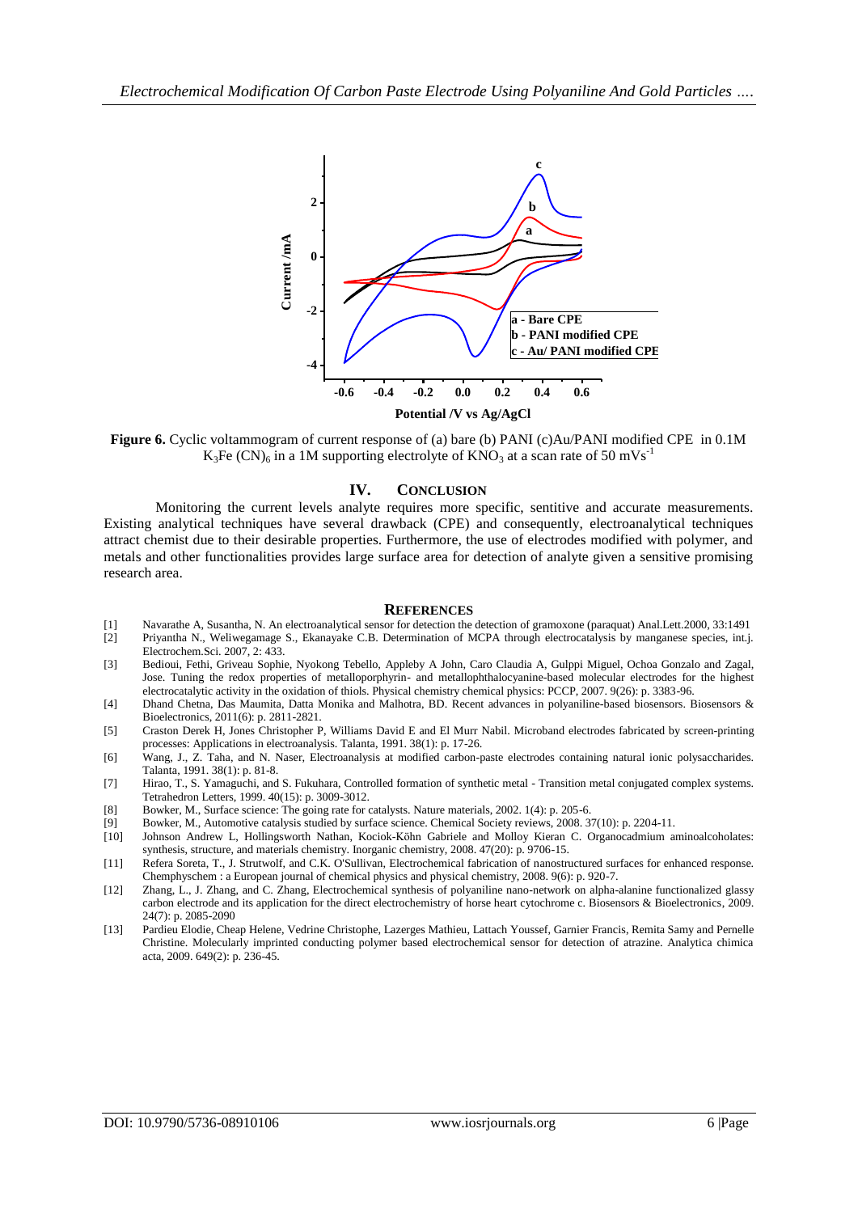Current /mA

2

0

-2

-4

-0.6 -0.4 -0.2 0.0 0.2 0.4 0.6

Potential /V vs Ag/AgCl

a

b

c

a - Bare CPE

b - PANI modified CPE

c - Au/ PANI modified CPE

**Figure 6.** Cyclic voltammogram of current response of (a) bare (b) PANI (c)Au/PANI modified CPE in 0.1M $K_3Fe(CN)_6$ in a 1M supporting electrolyte of $KNO_3$ at a scan rate of 50 $mVs^{-1}$

## IV. CONCLUSION

Monitoring the current levels analyte requires more specific, sentitive and accurate measurements. Existing analytical techniques have several drawback (CPE) and consequently, electroanalytical techniques attract chemist due to their desirable properties. Furthermore, the use of electrodes modified with polymer, and metals and other functionalities provides large surface area for detection of analyte given a sensitive promising research area.

## REFERENCES

[1] Navarathe A, Susantha, N. An electroanalytical sensor for detection the detection of gramoxone (paraquat) Anal.Lett.2000, 33:1491

[2] Priyantha N., Weliwegamage S., Ekanayake C.B. Determination of MCPA through electrocatalysis by manganese species, int.j. Electrochem.Sci. 2007, 2: 433.

[3] Bedioui, Fethi, Griveau Sophie, Nyokong Tebello, Appleby A John, Caro Claudia A, Gulppi Miguel, Ochoa Gonzalo and Zagal, Jose. Tuning the redox properties of metalloporphyrin- and metallophthalocyanine-based molecular electrodes for the highest electrocatalytic activity in the oxidation of thiols. Physical chemistry chemical physics: PCCP, 2007. 9(26): p. 3383-96.

[4] Dhand Chetna, Das Maumita, Datta Monika and Malhotra, BD. Recent advances in polyaniline-based biosensors. Biosensors & Bioelectronics, 2011(6): p. 2811-2821.

[5] Craston Derek H, Jones Christopher P, Williams David E and El Murr Nabil. Microband electrodes fabricated by screen-printing processes: Applications in electroanalysis. Talanta, 1991. 38(1): p. 17-26.

[6] Wang, J., Z. Taha, and N. Naser, Electroanalysis at modified carbon-paste electrodes containing natural ionic polysaccharides. Talanta, 1991. 38(1): p. 81-8.

[7] Hirao, T., S. Yamaguchi, and S. Fukuhara, Controlled formation of synthetic metal - Transition metal conjugated complex systems. Tetrahedron Letters, 1999. 40(15): p. 3009-3012.

[8] Bowker, M., Surface science: The going rate for catalysts. Nature materials, 2002. 1(4): p. 205-6.

[9] Bowker, M., Automotive catalysis studied by surface science. Chemical Society reviews, 2008. 37(10): p. 2204-11.

[10] Johnson Andrew L, Hollingsworth Nathan, Kociok-Köhn Gabriele and Molloy Kieran C. Organocadmium aminoalcoholates: synthesis, structure, and materials chemistry. Inorganic chemistry, 2008. 47(20): p. 9706-15.

[11] Refera Soreta, T., J. Strutwolf, and C.K. O'Sullivan, Electrochemical fabrication of nanostructured surfaces for enhanced response. Chemphyschem : a European journal of chemical physics and physical chemistry, 2008. 9(6): p. 920-7.

[12] Zhang, L., J. Zhang, and C. Zhang, Electrochemical synthesis of polyaniline nano-network on alpha-alanine functionalized glassy carbon electrode and its application for the direct electrochemistry of horse heart cytochrome c. Biosensors & Bioelectronics, 2009. 24(7): p. 2085-2090

[13] Pardieu Elodie, Cheap Helene, Vedrine Christophe, Lazerges Mathieu, Lattach Youssef, Garnier Francis, Remita Samy and Pernelle Christine. Molecularly imprinted conducting polymer based electrochemical sensor for detection of atrazine. Analytica chimica acta, 2009. 649(2): p. 236-45.